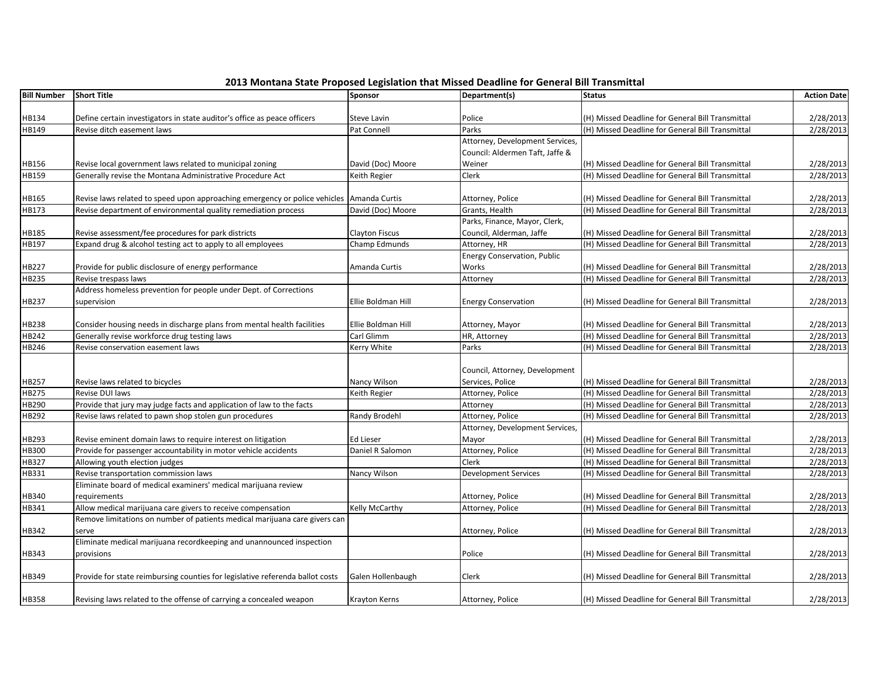# 2013 Montana State Proposed Legislation that Missed Deadline for General Bill Transmittal

| Bill Number | Short Title | Sponsor | Department(s) | Status | Action Date |
|---|---|---|---|---|---|
| HB134 | Define certain investigators in state auditor's office as peace officers | Steve Lavin | Police | (H) Missed Deadline for General Bill Transmittal | 2/28/2013 |
| HB149 | Revise ditch easement laws | Pat Connell | Parks | (H) Missed Deadline for General Bill Transmittal | 2/28/2013 |
| HB156 | Revise local government laws related to municipal zoning | David (Doc) Moore | Attorney, Development Services, Council: Aldermen Taft, Jaffe & Weiner | (H) Missed Deadline for General Bill Transmittal | 2/28/2013 |
| HB159 | Generally revise the Montana Administrative Procedure Act | Keith Regier | Clerk | (H) Missed Deadline for General Bill Transmittal | 2/28/2013 |
| HB165 | Revise laws related to speed upon approaching emergency or police vehicles | Amanda Curtis | Attorney, Police | (H) Missed Deadline for General Bill Transmittal | 2/28/2013 |
| HB173 | Revise department of environmental quality remediation process | David (Doc) Moore | Grants, Health | (H) Missed Deadline for General Bill Transmittal | 2/28/2013 |
| HB185 | Revise assessment/fee procedures for park districts | Clayton Fiscus | Parks, Finance, Mayor, Clerk, Council, Alderman, Jaffe | (H) Missed Deadline for General Bill Transmittal | 2/28/2013 |
| HB197 | Expand drug & alcohol testing act to apply to all employees | Champ Edmunds | Attorney, HR | (H) Missed Deadline for General Bill Transmittal | 2/28/2013 |
| HB227 | Provide for public disclosure of energy performance | Amanda Curtis | Energy Conservation, Public Works | (H) Missed Deadline for General Bill Transmittal | 2/28/2013 |
| HB235 | Revise trespass laws | | Attorney | (H) Missed Deadline for General Bill Transmittal | 2/28/2013 |
| HB237 | Address homeless prevention for people under Dept. of Corrections supervision | Ellie Boldman Hill | Energy Conservation | (H) Missed Deadline for General Bill Transmittal | 2/28/2013 |
| HB238 | Consider housing needs in discharge plans from mental health facilities | Ellie Boldman Hill | Attorney, Mayor | (H) Missed Deadline for General Bill Transmittal | 2/28/2013 |
| HB242 | Generally revise workforce drug testing laws | Carl Glimm | HR, Attorney | (H) Missed Deadline for General Bill Transmittal | 2/28/2013 |
| HB246 | Revise conservation easement laws | Kerry White | Parks | (H) Missed Deadline for General Bill Transmittal | 2/28/2013 |
| HB257 | Revise laws related to bicycles | Nancy Wilson | Council, Attorney, Development Services, Police | (H) Missed Deadline for General Bill Transmittal | 2/28/2013 |
| HB275 | Revise DUI laws | Keith Regier | Attorney, Police | (H) Missed Deadline for General Bill Transmittal | 2/28/2013 |
| HB290 | Provide that jury may judge facts and application of law to the facts | | Attorney | (H) Missed Deadline for General Bill Transmittal | 2/28/2013 |
| HB292 | Revise laws related to pawn shop stolen gun procedures | Randy Brodehl | Attorney, Police | (H) Missed Deadline for General Bill Transmittal | 2/28/2013 |
| HB293 | Revise eminent domain laws to require interest on litigation | Ed Lieser | Attorney, Development Services, Mayor | (H) Missed Deadline for General Bill Transmittal | 2/28/2013 |
| HB300 | Provide for passenger accountability in motor vehicle accidents | Daniel R Salomon | Attorney, Police | (H) Missed Deadline for General Bill Transmittal | 2/28/2013 |
| HB327 | Allowing youth election judges | | Clerk | (H) Missed Deadline for General Bill Transmittal | 2/28/2013 |
| HB331 | Revise transportation commission laws | Nancy Wilson | Development Services | (H) Missed Deadline for General Bill Transmittal | 2/28/2013 |
| HB340 | Eliminate board of medical examiners' medical marijuana review requirements | | Attorney, Police | (H) Missed Deadline for General Bill Transmittal | 2/28/2013 |
| HB341 | Allow medical marijuana care givers to receive compensation | Kelly McCarthy | Attorney, Police | (H) Missed Deadline for General Bill Transmittal | 2/28/2013 |
| HB342 | Remove limitations on number of patients medical marijuana care givers can serve | | Attorney, Police | (H) Missed Deadline for General Bill Transmittal | 2/28/2013 |
| HB343 | Eliminate medical marijuana recordkeeping and unannounced inspection provisions | | Police | (H) Missed Deadline for General Bill Transmittal | 2/28/2013 |
| HB349 | Provide for state reimbursing counties for legislative referenda ballot costs | Galen Hollenbaugh | Clerk | (H) Missed Deadline for General Bill Transmittal | 2/28/2013 |
| HB358 | Revising laws related to the offense of carrying a concealed weapon | Krayton Kerns | Attorney, Police | (H) Missed Deadline for General Bill Transmittal | 2/28/2013 |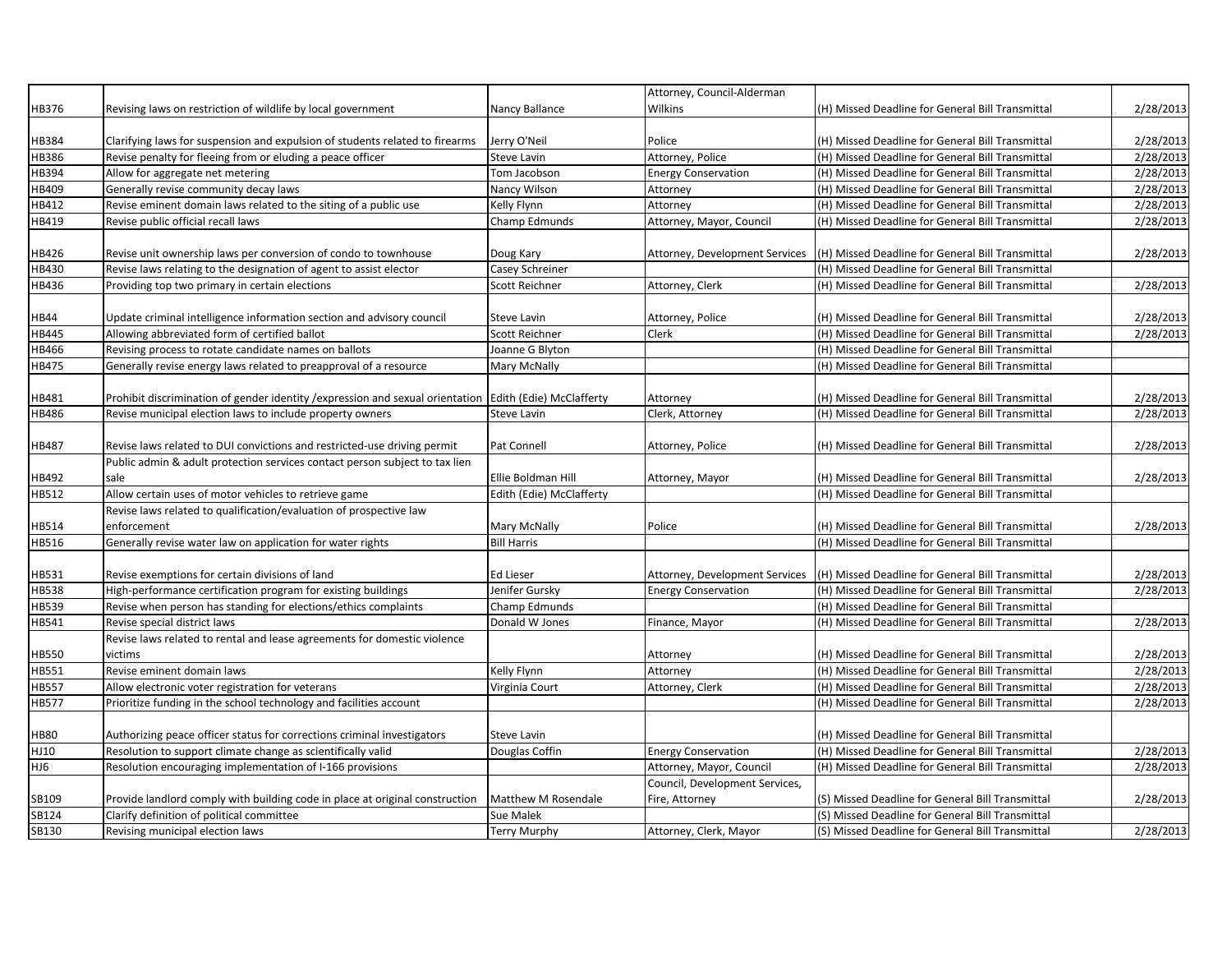| | | | | | |
|---|---|---|---|---|---|
| HB376 | Revising laws on restriction of wildlife by local government | Nancy Ballance | Attorney, Council-Alderman Wilkins | (H) Missed Deadline for General Bill Transmittal | 2/28/2013 |
| HB384 | Clarifying laws for suspension and expulsion of students related to firearms | Jerry O'Neil | Police | (H) Missed Deadline for General Bill Transmittal | 2/28/2013 |
| HB386 | Revise penalty for fleeing from or eluding a peace officer | Steve Lavin | Attorney, Police | (H) Missed Deadline for General Bill Transmittal | 2/28/2013 |
| HB394 | Allow for aggregate net metering | Tom Jacobson | Energy Conservation | (H) Missed Deadline for General Bill Transmittal | 2/28/2013 |
| HB409 | Generally revise community decay laws | Nancy Wilson | Attorney | (H) Missed Deadline for General Bill Transmittal | 2/28/2013 |
| HB412 | Revise eminent domain laws related to the siting of a public use | Kelly Flynn | Attorney | (H) Missed Deadline for General Bill Transmittal | 2/28/2013 |
| HB419 | Revise public official recall laws | Champ Edmunds | Attorney, Mayor, Council | (H) Missed Deadline for General Bill Transmittal | 2/28/2013 |
| HB426 | Revise unit ownership laws per conversion of condo to townhouse | Doug Kary | Attorney, Development Services | (H) Missed Deadline for General Bill Transmittal | 2/28/2013 |
| HB430 | Revise laws relating to the designation of agent to assist elector | Casey Schreiner | | (H) Missed Deadline for General Bill Transmittal | |
| HB436 | Providing top two primary in certain elections | Scott Reichner | Attorney, Clerk | (H) Missed Deadline for General Bill Transmittal | 2/28/2013 |
| HB44 | Update criminal intelligence information section and advisory council | Steve Lavin | Attorney, Police | (H) Missed Deadline for General Bill Transmittal | 2/28/2013 |
| HB445 | Allowing abbreviated form of certified ballot | Scott Reichner | Clerk | (H) Missed Deadline for General Bill Transmittal | 2/28/2013 |
| HB466 | Revising process to rotate candidate names on ballots | Joanne G Blyton | | (H) Missed Deadline for General Bill Transmittal | |
| HB475 | Generally revise energy laws related to preapproval of a resource | Mary McNally | | (H) Missed Deadline for General Bill Transmittal | |
| HB481 | Prohibit discrimination of gender identity /expression and sexual orientation | Edith (Edie) McClafferty | Attorney | (H) Missed Deadline for General Bill Transmittal | 2/28/2013 |
| HB486 | Revise municipal election laws to include property owners | Steve Lavin | Clerk, Attorney | (H) Missed Deadline for General Bill Transmittal | 2/28/2013 |
| HB487 | Revise laws related to DUI convictions and restricted-use driving permit | Pat Connell | Attorney, Police | (H) Missed Deadline for General Bill Transmittal | 2/28/2013 |
| HB492 | Public admin & adult protection services contact person subject to tax lien sale | Ellie Boldman Hill | Attorney, Mayor | (H) Missed Deadline for General Bill Transmittal | 2/28/2013 |
| HB512 | Allow certain uses of motor vehicles to retrieve game | Edith (Edie) McClafferty | | (H) Missed Deadline for General Bill Transmittal | |
| HB514 | Revise laws related to qualification/evaluation of prospective law enforcement | Mary McNally | Police | (H) Missed Deadline for General Bill Transmittal | 2/28/2013 |
| HB516 | Generally revise water law on application for water rights | Bill Harris | | (H) Missed Deadline for General Bill Transmittal | |
| HB531 | Revise exemptions for certain divisions of land | Ed Lieser | Attorney, Development Services | (H) Missed Deadline for General Bill Transmittal | 2/28/2013 |
| HB538 | High-performance certification program for existing buildings | Jenifer Gursky | Energy Conservation | (H) Missed Deadline for General Bill Transmittal | 2/28/2013 |
| HB539 | Revise when person has standing for elections/ethics complaints | Champ Edmunds | | (H) Missed Deadline for General Bill Transmittal | |
| HB541 | Revise special district laws | Donald W Jones | Finance, Mayor | (H) Missed Deadline for General Bill Transmittal | 2/28/2013 |
| HB550 | Revise laws related to rental and lease agreements for domestic violence victims | | Attorney | (H) Missed Deadline for General Bill Transmittal | 2/28/2013 |
| HB551 | Revise eminent domain laws | Kelly Flynn | Attorney | (H) Missed Deadline for General Bill Transmittal | 2/28/2013 |
| HB557 | Allow electronic voter registration for veterans | Virginia Court | Attorney, Clerk | (H) Missed Deadline for General Bill Transmittal | 2/28/2013 |
| HB577 | Prioritize funding in the school technology and facilities account | | | (H) Missed Deadline for General Bill Transmittal | 2/28/2013 |
| HB80 | Authorizing peace officer status for corrections criminal investigators | Steve Lavin | | (H) Missed Deadline for General Bill Transmittal | |
| HJ10 | Resolution to support climate change as scientifically valid | Douglas Coffin | Energy Conservation | (H) Missed Deadline for General Bill Transmittal | 2/28/2013 |
| HJ6 | Resolution encouraging implementation of I-166 provisions | | Attorney, Mayor, Council | (H) Missed Deadline for General Bill Transmittal | 2/28/2013 |
| SB109 | Provide landlord comply with building code in place at original construction | Matthew M Rosendale | Council, Development Services, Fire, Attorney | (S) Missed Deadline for General Bill Transmittal | 2/28/2013 |
| SB124 | Clarify definition of political committee | Sue Malek | | (S) Missed Deadline for General Bill Transmittal | |
| SB130 | Revising municipal election laws | Terry Murphy | Attorney, Clerk, Mayor | (S) Missed Deadline for General Bill Transmittal | 2/28/2013 |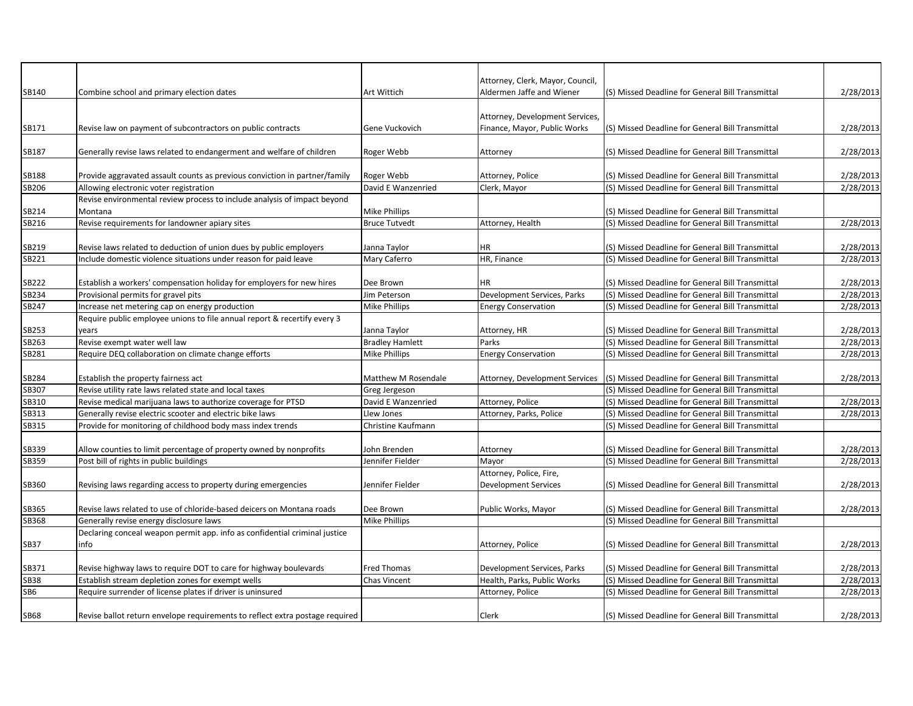| | | | | | |
|---|---|---|---|---|---|
| SB140 | Combine school and primary election dates | Art Wittich | Attorney, Clerk, Mayor, Council, Aldermen Jaffe and Wiener | (S) Missed Deadline for General Bill Transmittal | 2/28/2013 |
| SB171 | Revise law on payment of subcontractors on public contracts | Gene Vuckovich | Attorney, Development Services, Finance, Mayor, Public Works | (S) Missed Deadline for General Bill Transmittal | 2/28/2013 |
| SB187 | Generally revise laws related to endangerment and welfare of children | Roger Webb | Attorney | (S) Missed Deadline for General Bill Transmittal | 2/28/2013 |
| SB188 | Provide aggravated assault counts as previous conviction in partner/family | Roger Webb | Attorney, Police | (S) Missed Deadline for General Bill Transmittal | 2/28/2013 |
| SB206 | Allowing electronic voter registration | David E Wanzenried | Clerk, Mayor | (S) Missed Deadline for General Bill Transmittal | 2/28/2013 |
| SB214 | Revise environmental review process to include analysis of impact beyond Montana | Mike Phillips | | (S) Missed Deadline for General Bill Transmittal | |
| SB216 | Revise requirements for landowner apiary sites | Bruce Tutvedt | Attorney, Health | (S) Missed Deadline for General Bill Transmittal | 2/28/2013 |
| SB219 | Revise laws related to deduction of union dues by public employers | Janna Taylor | HR | (S) Missed Deadline for General Bill Transmittal | 2/28/2013 |
| SB221 | Include domestic violence situations under reason for paid leave | Mary Caferro | HR, Finance | (S) Missed Deadline for General Bill Transmittal | 2/28/2013 |
| SB222 | Establish a workers' compensation holiday for employers for new hires | Dee Brown | HR | (S) Missed Deadline for General Bill Transmittal | 2/28/2013 |
| SB234 | Provisional permits for gravel pits | Jim Peterson | Development Services, Parks | (S) Missed Deadline for General Bill Transmittal | 2/28/2013 |
| SB247 | Increase net metering cap on energy production | Mike Phillips | Energy Conservation | (S) Missed Deadline for General Bill Transmittal | 2/28/2013 |
| SB253 | Require public employee unions to file annual report & recertify every 3 years | Janna Taylor | Attorney, HR | (S) Missed Deadline for General Bill Transmittal | 2/28/2013 |
| SB263 | Revise exempt water well law | Bradley Hamlett | Parks | (S) Missed Deadline for General Bill Transmittal | 2/28/2013 |
| SB281 | Require DEQ collaboration on climate change efforts | Mike Phillips | Energy Conservation | (S) Missed Deadline for General Bill Transmittal | 2/28/2013 |
| SB284 | Establish the property fairness act | Matthew M Rosendale | Attorney, Development Services | (S) Missed Deadline for General Bill Transmittal | 2/28/2013 |
| SB307 | Revise utility rate laws related state and local taxes | Greg Jergeson | | (S) Missed Deadline for General Bill Transmittal | |
| SB310 | Revise medical marijuana laws to authorize coverage for PTSD | David E Wanzenried | Attorney, Police | (S) Missed Deadline for General Bill Transmittal | 2/28/2013 |
| SB313 | Generally revise electric scooter and electric bike laws | Llew Jones | Attorney, Parks, Police | (S) Missed Deadline for General Bill Transmittal | 2/28/2013 |
| SB315 | Provide for monitoring of childhood body mass index trends | Christine Kaufmann | | (S) Missed Deadline for General Bill Transmittal | |
| SB339 | Allow counties to limit percentage of property owned by nonprofits | John Brenden | Attorney | (S) Missed Deadline for General Bill Transmittal | 2/28/2013 |
| SB359 | Post bill of rights in public buildings | Jennifer Fielder | Mayor | (S) Missed Deadline for General Bill Transmittal | 2/28/2013 |
| SB360 | Revising laws regarding access to property during emergencies | Jennifer Fielder | Attorney, Police, Fire, Development Services | (S) Missed Deadline for General Bill Transmittal | 2/28/2013 |
| SB365 | Revise laws related to use of chloride-based deicers on Montana roads | Dee Brown | Public Works, Mayor | (S) Missed Deadline for General Bill Transmittal | 2/28/2013 |
| SB368 | Generally revise energy disclosure laws | Mike Phillips | | (S) Missed Deadline for General Bill Transmittal | |
| SB37 | Declaring conceal weapon permit app. info as confidential criminal justice info | | Attorney, Police | (S) Missed Deadline for General Bill Transmittal | 2/28/2013 |
| SB371 | Revise highway laws to require DOT to care for highway boulevards | Fred Thomas | Development Services, Parks | (S) Missed Deadline for General Bill Transmittal | 2/28/2013 |
| SB38 | Establish stream depletion zones for exempt wells | Chas Vincent | Health, Parks, Public Works | (S) Missed Deadline for General Bill Transmittal | 2/28/2013 |
| SB6 | Require surrender of license plates if driver is uninsured | | Attorney, Police | (S) Missed Deadline for General Bill Transmittal | 2/28/2013 |
| SB68 | Revise ballot return envelope requirements to reflect extra postage required | | Clerk | (S) Missed Deadline for General Bill Transmittal | 2/28/2013 |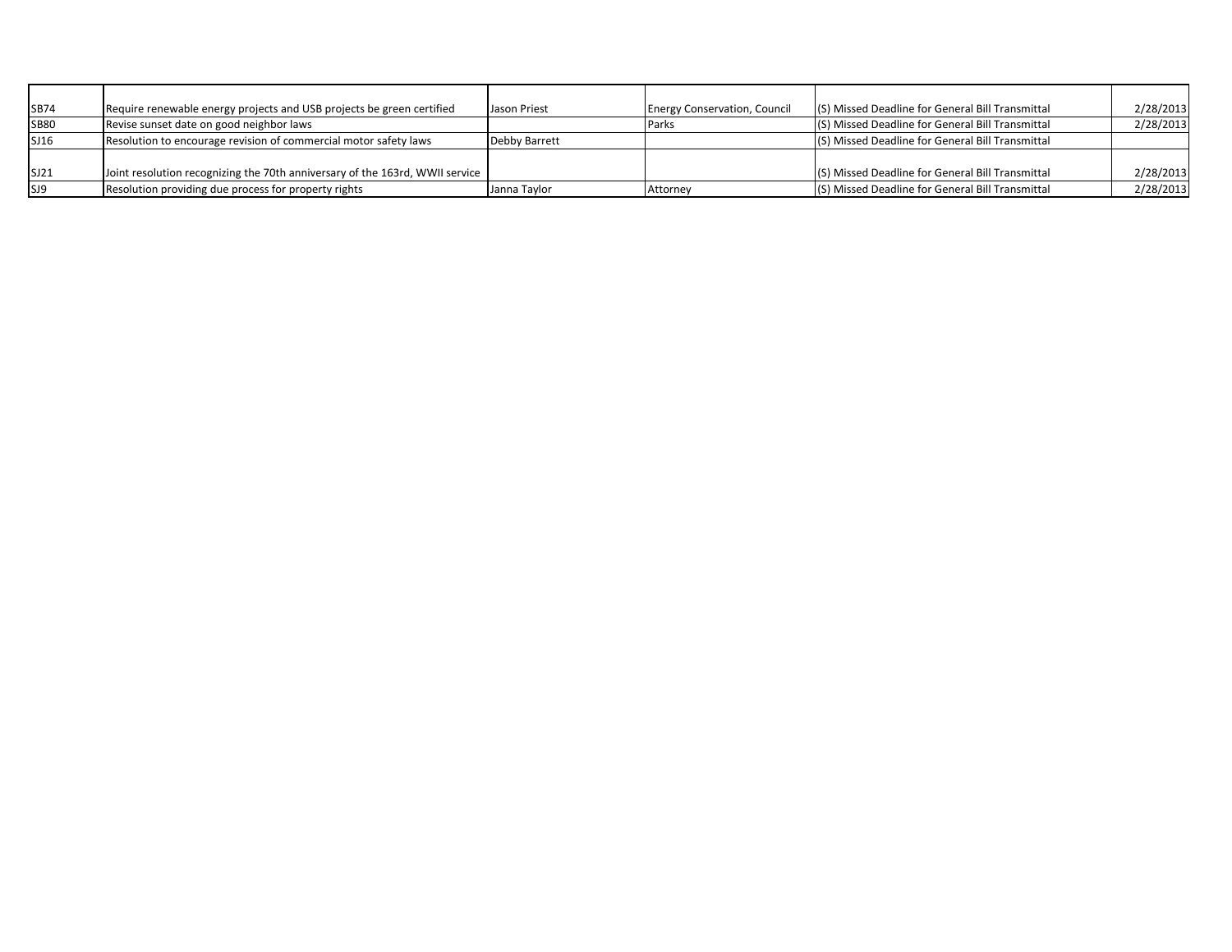| | | | | | |
|---|---|---|---|---|---|
| SB74 | Require renewable energy projects and USB projects be green certified | Jason Priest | Energy Conservation, Council | (S) Missed Deadline for General Bill Transmittal | 2/28/2013 |
| SB80 | Revise sunset date on good neighbor laws | | Parks | (S) Missed Deadline for General Bill Transmittal | 2/28/2013 |
| SJ16 | Resolution to encourage revision of commercial motor safety laws | Debby Barrett | | (S) Missed Deadline for General Bill Transmittal | |
| SJ21 | Joint resolution recognizing the 70th anniversary of the 163rd, WWII service | | | (S) Missed Deadline for General Bill Transmittal | 2/28/2013 |
| SJ9 | Resolution providing due process for property rights | Janna Taylor | Attorney | (S) Missed Deadline for General Bill Transmittal | 2/28/2013 |